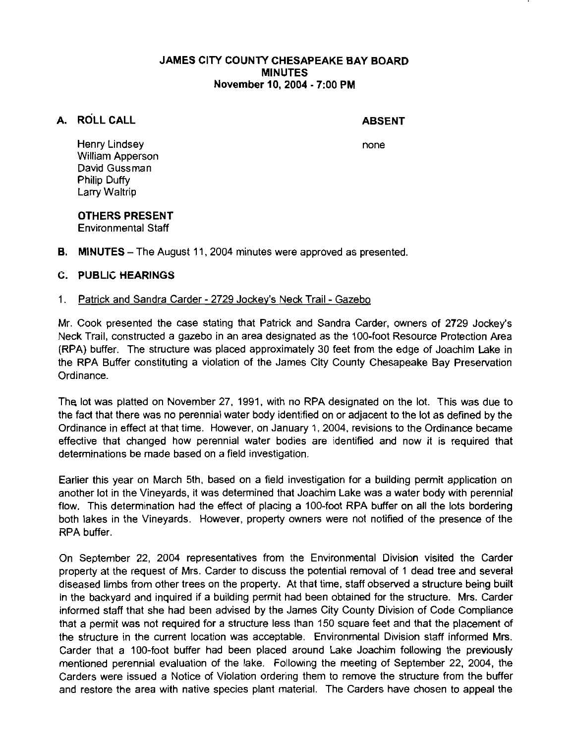# JAMES CITY COUNTY CHESAPEAKE BAY BOARD
## MINUTES
### November 10, 2004 - 7:00 PM

**A. ROLL CALL** **ABSENT**

Henry Lindsey — none
William Apperson
David Gussman
Philip Duffy
Larry Waltrip

**OTHERS PRESENT**
Environmental Staff

**B. MINUTES** – The August 11, 2004 minutes were approved as presented.

**C. PUBLIC HEARINGS**

1. Patrick and Sandra Carder - 2729 Jockey's Neck Trail - Gazebo

Mr. Cook presented the case stating that Patrick and Sandra Carder, owners of 2729 Jockey's Neck Trail, constructed a gazebo in an area designated as the 100-foot Resource Protection Area (RPA) buffer. The structure was placed approximately 30 feet from the edge of Joachim Lake in the RPA Buffer constituting a violation of the James City County Chesapeake Bay Preservation Ordinance.

The lot was platted on November 27, 1991, with no RPA designated on the lot. This was due to the fact that there was no perennial water body identified on or adjacent to the lot as defined by the Ordinance in effect at that time. However, on January 1, 2004, revisions to the Ordinance became effective that changed how perennial water bodies are identified and now it is required that determinations be made based on a field investigation.

Earlier this year on March 5th, based on a field investigation for a building permit application on another lot in the Vineyards, it was determined that Joachim Lake was a water body with perennial flow. This determination had the effect of placing a 100-foot RPA buffer on all the lots bordering both lakes in the Vineyards. However, property owners were not notified of the presence of the RPA buffer.

On September 22, 2004 representatives from the Environmental Division visited the Carder property at the request of Mrs. Carder to discuss the potential removal of 1 dead tree and several diseased limbs from other trees on the property. At that time, staff observed a structure being built in the backyard and inquired if a building permit had been obtained for the structure. Mrs. Carder informed staff that she had been advised by the James City County Division of Code Compliance that a permit was not required for a structure less than 150 square feet and that the placement of the structure in the current location was acceptable. Environmental Division staff informed Mrs. Carder that a 100-foot buffer had been placed around Lake Joachim following the previously mentioned perennial evaluation of the lake. Following the meeting of September 22, 2004, the Carders were issued a Notice of Violation ordering them to remove the structure from the buffer and restore the area with native species plant material. The Carders have chosen to appeal the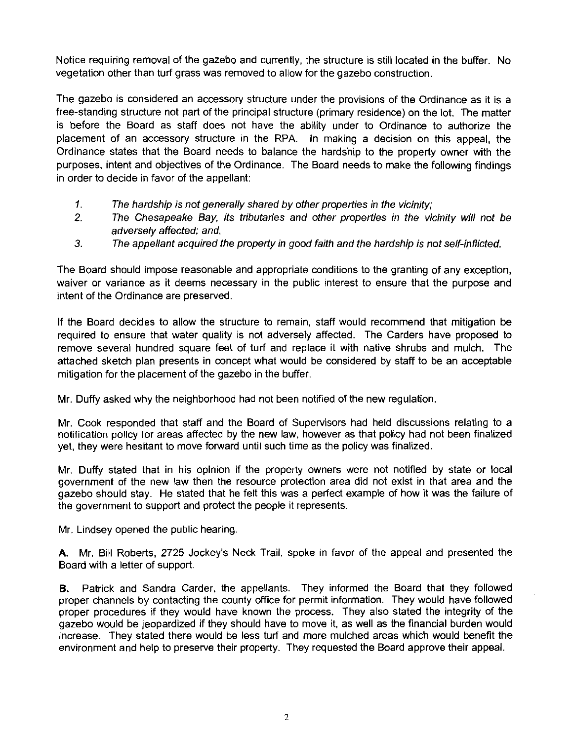Notice requiring removal of the gazebo and currently, the structure is still located in the buffer. No vegetation other than turf grass was removed to allow for the gazebo construction.

The gazebo is considered an accessory structure under the provisions of the Ordinance as it is a free-standing structure not part of the principal structure (primary residence) on the lot. The matter is before the Board as staff does not have the ability under to Ordinance to authorize the placement of an accessory structure in the RPA. In making a decision on this appeal, the Ordinance states that the Board needs to balance the hardship to the property owner with the purposes, intent and objectives of the Ordinance. The Board needs to make the following findings in order to decide in favor of the appellant:

1. *The hardship is not generally shared by other properties in the vicinity;*
2. *The Chesapeake Bay, its tributaries and other properties in the vicinity will not be adversely affected; and,*
3. *The appellant acquired the property in good faith and the hardship is not self-inflicted.*

The Board should impose reasonable and appropriate conditions to the granting of any exception, waiver or variance as it deems necessary in the public interest to ensure that the purpose and intent of the Ordinance are preserved.

If the Board decides to allow the structure to remain, staff would recommend that mitigation be required to ensure that water quality is not adversely affected. The Carders have proposed to remove several hundred square feet of turf and replace it with native shrubs and mulch. The attached sketch plan presents in concept what would be considered by staff to be an acceptable mitigation for the placement of the gazebo in the buffer.

Mr. Duffy asked why the neighborhood had not been notified of the new regulation.

Mr. Cook responded that staff and the Board of Supervisors had held discussions relating to a notification policy for areas affected by the new law, however as that policy had not been finalized yet, they were hesitant to move forward until such time as the policy was finalized.

Mr. Duffy stated that in his opinion if the property owners were not notified by state or local government of the new law then the resource protection area did not exist in that area and the gazebo should stay. He stated that he felt this was a perfect example of how it was the failure of the government to support and protect the people it represents.

Mr. Lindsey opened the public hearing.

**A.** Mr. Bill Roberts, 2725 Jockey's Neck Trail, spoke in favor of the appeal and presented the Board with a letter of support.

**B.** Patrick and Sandra Carder, the appellants. They informed the Board that they followed proper channels by contacting the county office for permit information. They would have followed proper procedures if they would have known the process. They also stated the integrity of the gazebo would be jeopardized if they should have to move it, as well as the financial burden would increase. They stated there would be less turf and more mulched areas which would benefit the environment and help to preserve their property. They requested the Board approve their appeal.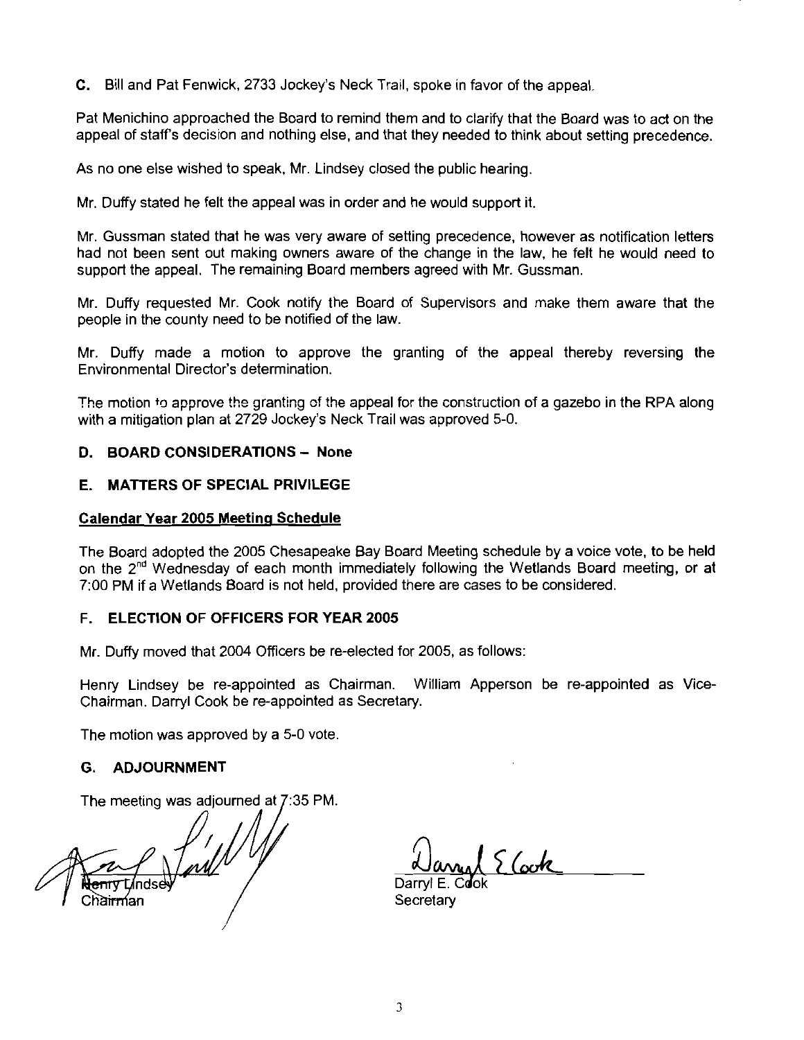**C.** Bill and Pat Fenwick, 2733 Jockey's Neck Trail, spoke in favor of the appeal.

Pat Menichino approached the Board to remind them and to clarify that the Board was to act on the appeal of staff's decision and nothing else, and that they needed to think about setting precedence.

As no one else wished to speak, Mr. Lindsey closed the public hearing.

Mr. Duffy stated he felt the appeal was in order and he would support it.

Mr. Gussman stated that he was very aware of setting precedence, however as notification letters had not been sent out making owners aware of the change in the law, he felt he would need to support the appeal. The remaining Board members agreed with Mr. Gussman.

Mr. Duffy requested Mr. Cook notify the Board of Supervisors and make them aware that the people in the county need to be notified of the law.

Mr. Duffy made a motion to approve the granting of the appeal thereby reversing the Environmental Director's determination.

The motion to approve the granting of the appeal for the construction of a gazebo in the RPA along with a mitigation plan at 2729 Jockey's Neck Trail was approved 5-0.

## D. BOARD CONSIDERATIONS – None

## E. MATTERS OF SPECIAL PRIVILEGE

**Calendar Year 2005 Meeting Schedule**

The Board adopted the 2005 Chesapeake Bay Board Meeting schedule by a voice vote, to be held on the 2nd Wednesday of each month immediately following the Wetlands Board meeting, or at 7:00 PM if a Wetlands Board is not held, provided there are cases to be considered.

## F. ELECTION OF OFFICERS FOR YEAR 2005

Mr. Duffy moved that 2004 Officers be re-elected for 2005, as follows:

Henry Lindsey be re-appointed as Chairman. William Apperson be re-appointed as Vice-Chairman. Darryl Cook be re-appointed as Secretary.

The motion was approved by a 5-0 vote.

## G. ADJOURNMENT

The meeting was adjourned at 7:35 PM.

Henry Lindsey
Chairman

Darryl E. Cook
Secretary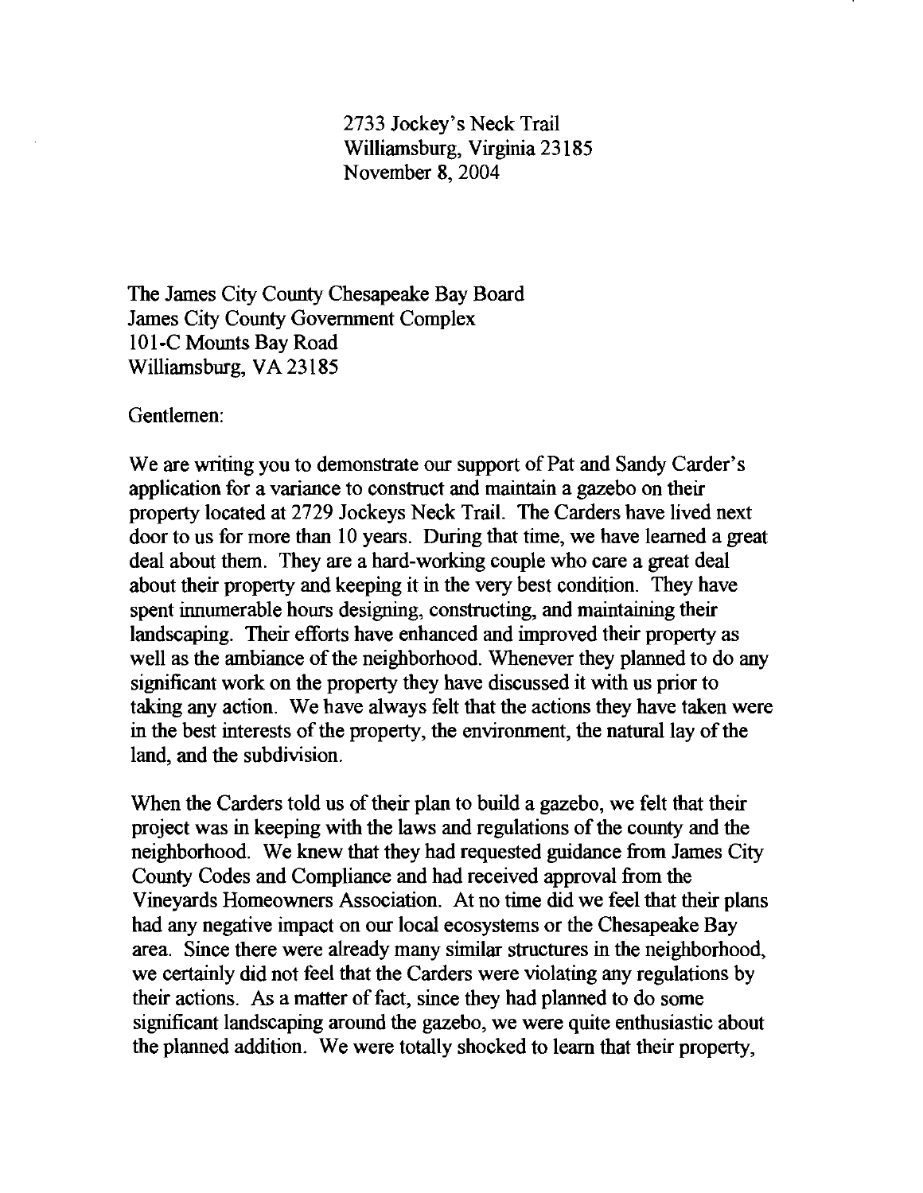2733 Jockey's Neck Trail
Williamsburg, Virginia 23185
November 8, 2004

The James City County Chesapeake Bay Board
James City County Government Complex
101-C Mounts Bay Road
Williamsburg, VA 23185

Gentlemen:

We are writing you to demonstrate our support of Pat and Sandy Carder's application for a variance to construct and maintain a gazebo on their property located at 2729 Jockeys Neck Trail. The Carders have lived next door to us for more than 10 years. During that time, we have learned a great deal about them. They are a hard-working couple who care a great deal about their property and keeping it in the very best condition. They have spent innumerable hours designing, constructing, and maintaining their landscaping. Their efforts have enhanced and improved their property as well as the ambiance of the neighborhood. Whenever they planned to do any significant work on the property they have discussed it with us prior to taking any action. We have always felt that the actions they have taken were in the best interests of the property, the environment, the natural lay of the land, and the subdivision.

When the Carders told us of their plan to build a gazebo, we felt that their project was in keeping with the laws and regulations of the county and the neighborhood. We knew that they had requested guidance from James City County Codes and Compliance and had received approval from the Vineyards Homeowners Association. At no time did we feel that their plans had any negative impact on our local ecosystems or the Chesapeake Bay area. Since there were already many similar structures in the neighborhood, we certainly did not feel that the Carders were violating any regulations by their actions. As a matter of fact, since they had planned to do some significant landscaping around the gazebo, we were quite enthusiastic about the planned addition. We were totally shocked to learn that their property,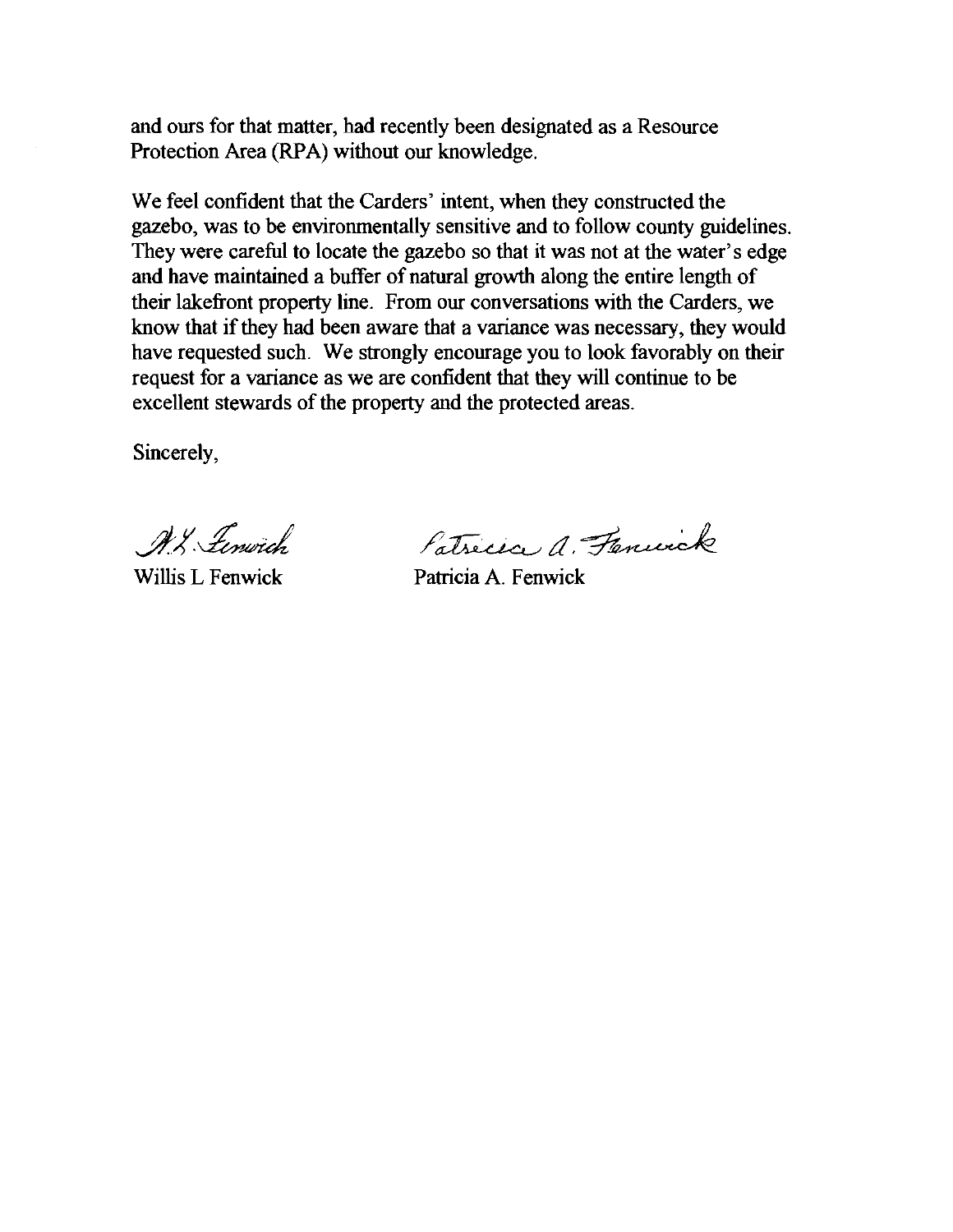and ours for that matter, had recently been designated as a Resource Protection Area (RPA) without our knowledge.

We feel confident that the Carders' intent, when they constructed the gazebo, was to be environmentally sensitive and to follow county guidelines. They were careful to locate the gazebo so that it was not at the water's edge and have maintained a buffer of natural growth along the entire length of their lakefront property line. From our conversations with the Carders, we know that if they had been aware that a variance was necessary, they would have requested such. We strongly encourage you to look favorably on their request for a variance as we are confident that they will continue to be excellent stewards of the property and the protected areas.

Sincerely,

W.L. Fenwick — Patricia A. Fenwick

Willis L Fenwick — Patricia A. Fenwick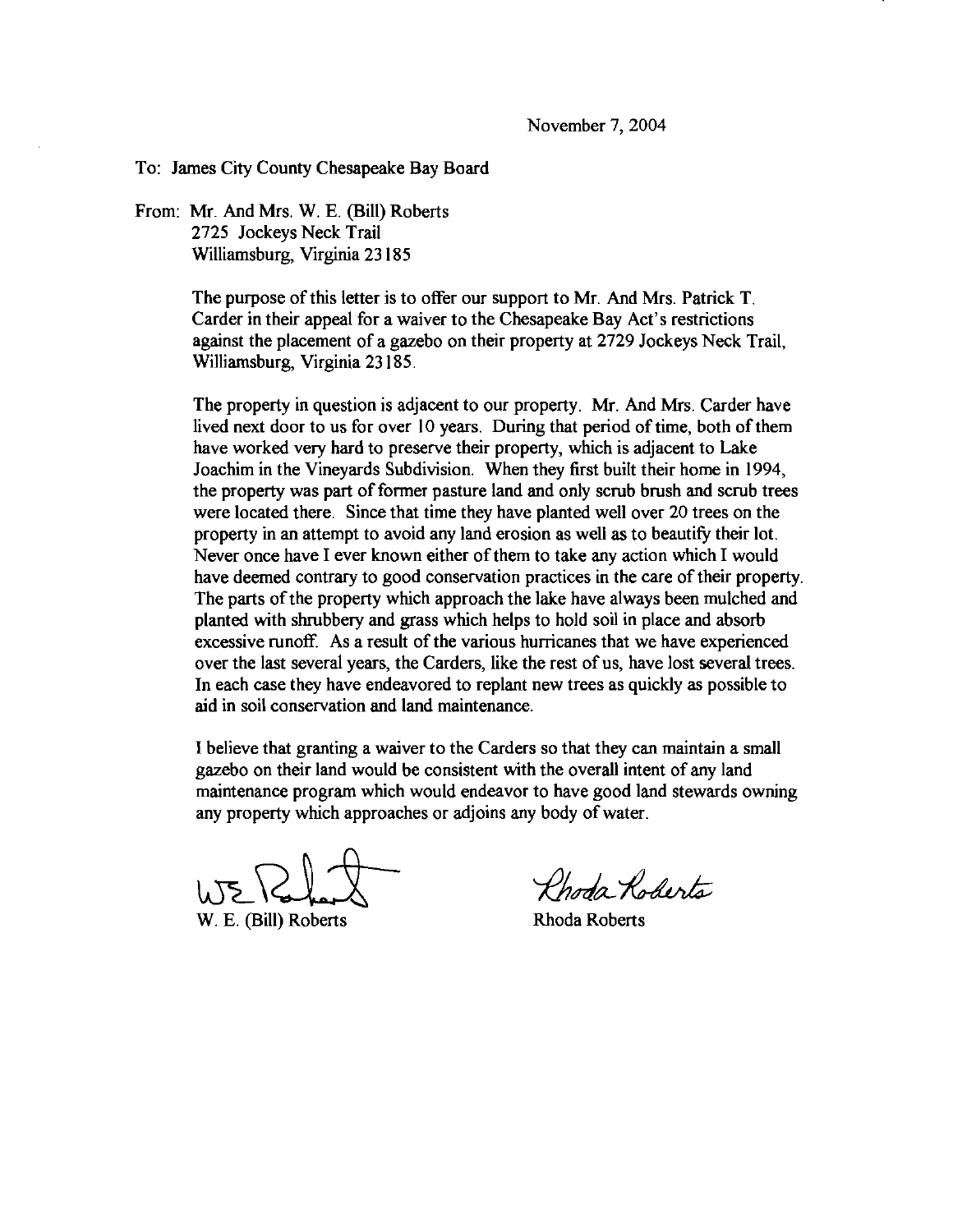November 7, 2004

To: James City County Chesapeake Bay Board

From: Mr. And Mrs. W. E. (Bill) Roberts
2725 Jockeys Neck Trail
Williamsburg, Virginia 23185

The purpose of this letter is to offer our support to Mr. And Mrs. Patrick T. Carder in their appeal for a waiver to the Chesapeake Bay Act's restrictions against the placement of a gazebo on their property at 2729 Jockeys Neck Trail, Williamsburg, Virginia 23185.

The property in question is adjacent to our property. Mr. And Mrs. Carder have lived next door to us for over 10 years. During that period of time, both of them have worked very hard to preserve their property, which is adjacent to Lake Joachim in the Vineyards Subdivision. When they first built their home in 1994, the property was part of former pasture land and only scrub brush and scrub trees were located there. Since that time they have planted well over 20 trees on the property in an attempt to avoid any land erosion as well as to beautify their lot. Never once have I ever known either of them to take any action which I would have deemed contrary to good conservation practices in the care of their property. The parts of the property which approach the lake have always been mulched and planted with shrubbery and grass which helps to hold soil in place and absorb excessive runoff. As a result of the various hurricanes that we have experienced over the last several years, the Carders, like the rest of us, have lost several trees. In each case they have endeavored to replant new trees as quickly as possible to aid in soil conservation and land maintenance.

I believe that granting a waiver to the Carders so that they can maintain a small gazebo on their land would be consistent with the overall intent of any land maintenance program which would endeavor to have good land stewards owning any property which approaches or adjoins any body of water.

W. E. (Bill) Roberts

Rhoda Roberts